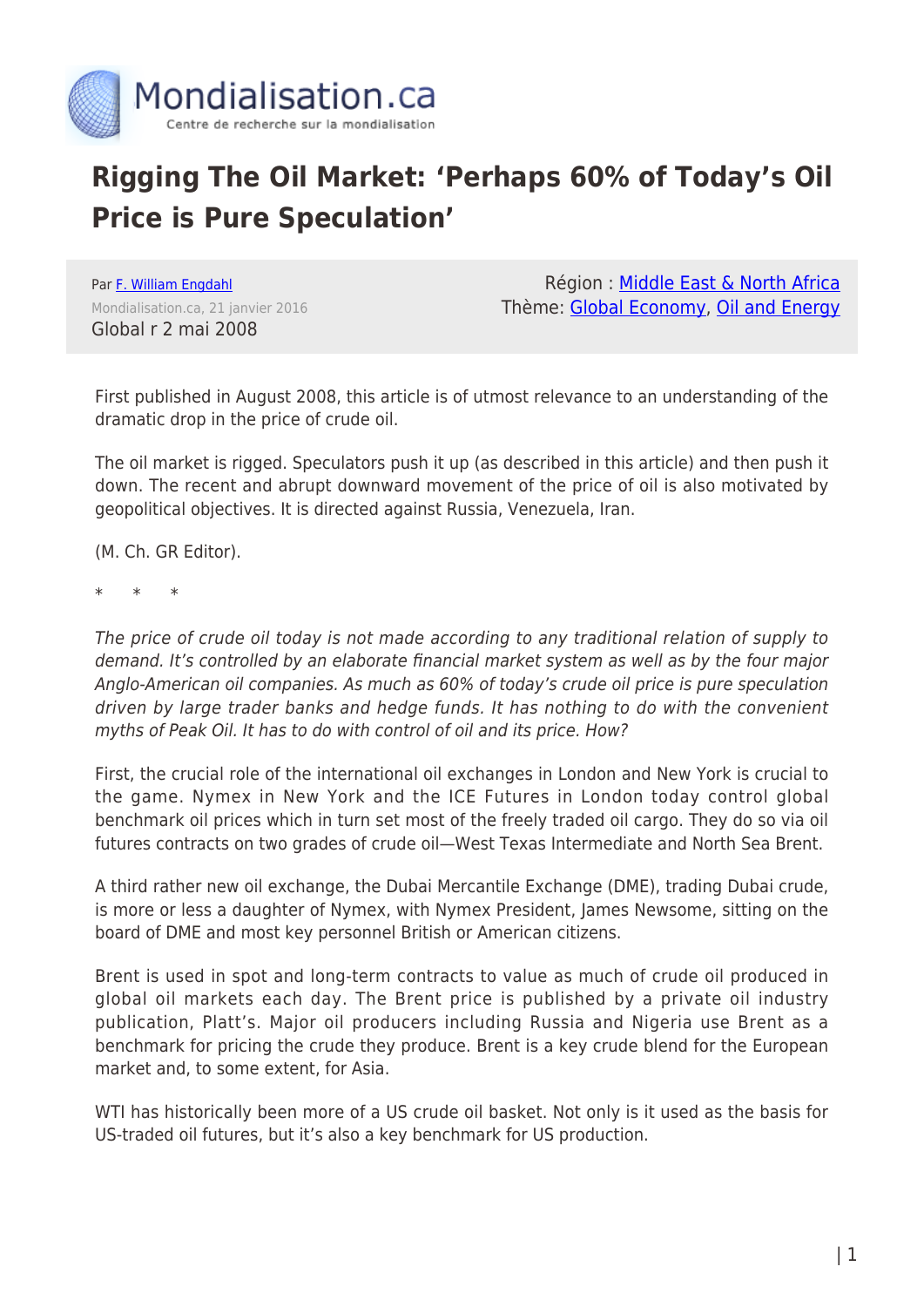Mondialisation.ca
Centre de recherche sur la mondialisation

# Rigging The Oil Market: 'Perhaps 60% of Today's Oil Price is Pure Speculation'

Par F. William Engdahl
Mondialisation.ca, 21 janvier 2016
Global r 2 mai 2008

Région : Middle East & North Africa
Thème: Global Economy, Oil and Energy

First published in August 2008, this article is of utmost relevance to an understanding of the dramatic drop in the price of crude oil.

The oil market is rigged. Speculators push it up (as described in this article) and then push it down. The recent and abrupt downward movement of the price of oil is also motivated by geopolitical objectives. It is directed against Russia, Venezuela, Iran.

(M. Ch. GR Editor).

\*     \*     \*

*The price of crude oil today is not made according to any traditional relation of supply to demand. It's controlled by an elaborate financial market system as well as by the four major Anglo-American oil companies. As much as 60% of today's crude oil price is pure speculation driven by large trader banks and hedge funds. It has nothing to do with the convenient myths of Peak Oil. It has to do with control of oil and its price. How?*

First, the crucial role of the international oil exchanges in London and New York is crucial to the game. Nymex in New York and the ICE Futures in London today control global benchmark oil prices which in turn set most of the freely traded oil cargo. They do so via oil futures contracts on two grades of crude oil—West Texas Intermediate and North Sea Brent.

A third rather new oil exchange, the Dubai Mercantile Exchange (DME), trading Dubai crude, is more or less a daughter of Nymex, with Nymex President, James Newsome, sitting on the board of DME and most key personnel British or American citizens.

Brent is used in spot and long-term contracts to value as much of crude oil produced in global oil markets each day. The Brent price is published by a private oil industry publication, Platt's. Major oil producers including Russia and Nigeria use Brent as a benchmark for pricing the crude they produce. Brent is a key crude blend for the European market and, to some extent, for Asia.

WTI has historically been more of a US crude oil basket. Not only is it used as the basis for US-traded oil futures, but it's also a key benchmark for US production.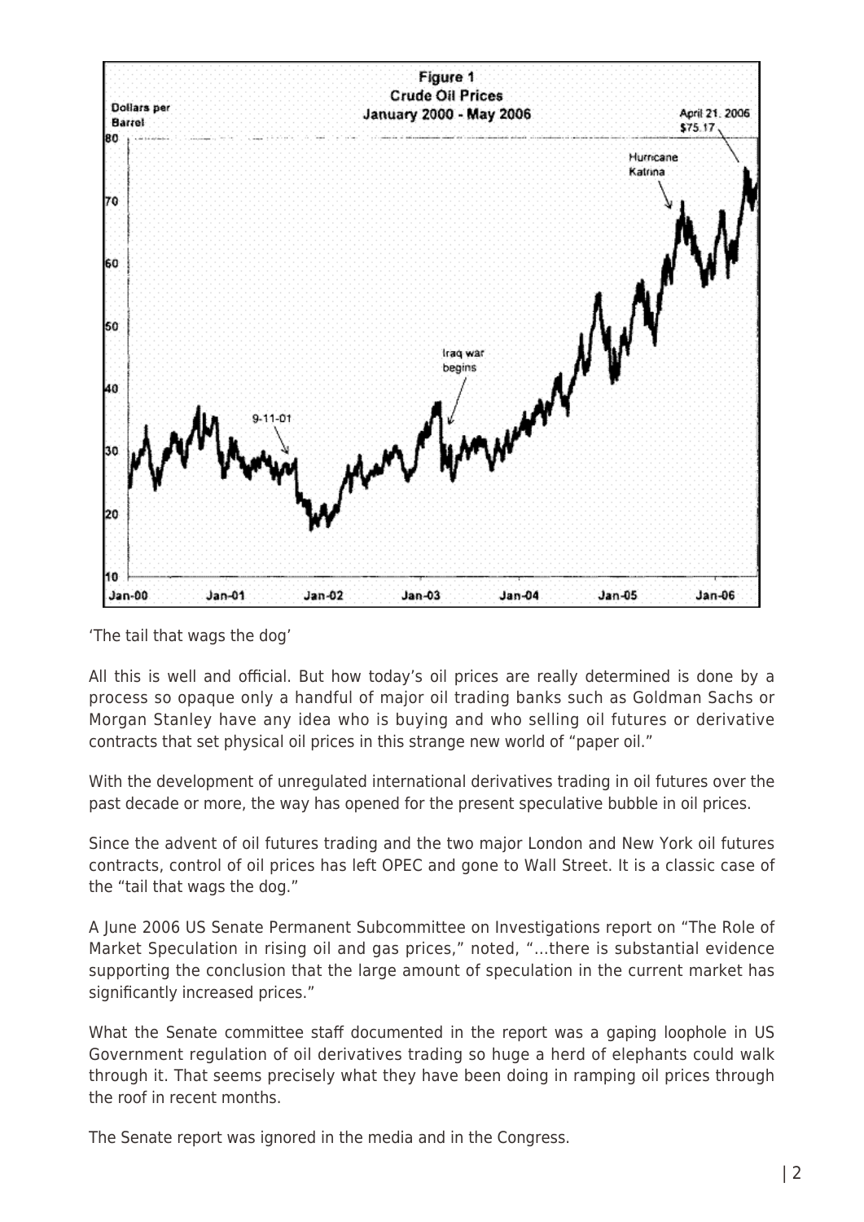'The tail that wags the dog'

All this is well and official. But how today's oil prices are really determined is done by a process so opaque only a handful of major oil trading banks such as Goldman Sachs or Morgan Stanley have any idea who is buying and who selling oil futures or derivative contracts that set physical oil prices in this strange new world of "paper oil."

With the development of unregulated international derivatives trading in oil futures over the past decade or more, the way has opened for the present speculative bubble in oil prices.

Since the advent of oil futures trading and the two major London and New York oil futures contracts, control of oil prices has left OPEC and gone to Wall Street. It is a classic case of the "tail that wags the dog."

A June 2006 US Senate Permanent Subcommittee on Investigations report on "The Role of Market Speculation in rising oil and gas prices," noted, "…there is substantial evidence supporting the conclusion that the large amount of speculation in the current market has significantly increased prices."

What the Senate committee staff documented in the report was a gaping loophole in US Government regulation of oil derivatives trading so huge a herd of elephants could walk through it. That seems precisely what they have been doing in ramping oil prices through the roof in recent months.

The Senate report was ignored in the media and in the Congress.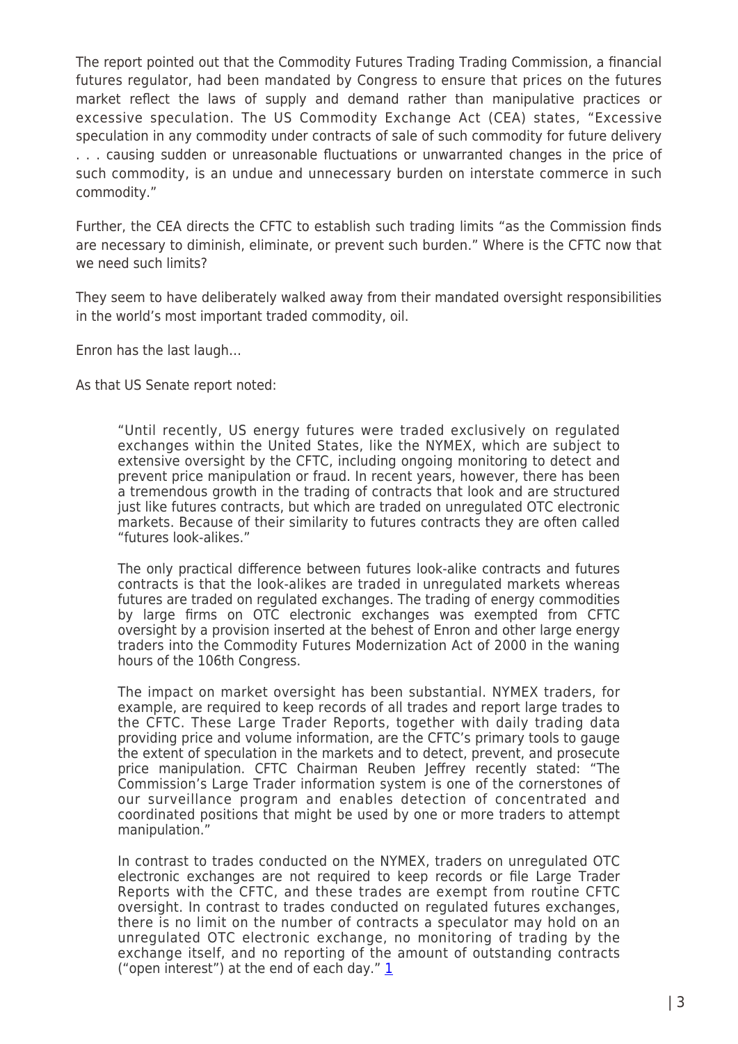The report pointed out that the Commodity Futures Trading Trading Commission, a financial futures regulator, had been mandated by Congress to ensure that prices on the futures market reflect the laws of supply and demand rather than manipulative practices or excessive speculation. The US Commodity Exchange Act (CEA) states, "Excessive speculation in any commodity under contracts of sale of such commodity for future delivery . . . causing sudden or unreasonable fluctuations or unwarranted changes in the price of such commodity, is an undue and unnecessary burden on interstate commerce in such commodity."

Further, the CEA directs the CFTC to establish such trading limits "as the Commission finds are necessary to diminish, eliminate, or prevent such burden." Where is the CFTC now that we need such limits?

They seem to have deliberately walked away from their mandated oversight responsibilities in the world's most important traded commodity, oil.

Enron has the last laugh…

As that US Senate report noted:

> "Until recently, US energy futures were traded exclusively on regulated exchanges within the United States, like the NYMEX, which are subject to extensive oversight by the CFTC, including ongoing monitoring to detect and prevent price manipulation or fraud. In recent years, however, there has been a tremendous growth in the trading of contracts that look and are structured just like futures contracts, but which are traded on unregulated OTC electronic markets. Because of their similarity to futures contracts they are often called "futures look-alikes."
>
> The only practical difference between futures look-alike contracts and futures contracts is that the look-alikes are traded in unregulated markets whereas futures are traded on regulated exchanges. The trading of energy commodities by large firms on OTC electronic exchanges was exempted from CFTC oversight by a provision inserted at the behest of Enron and other large energy traders into the Commodity Futures Modernization Act of 2000 in the waning hours of the 106th Congress.
>
> The impact on market oversight has been substantial. NYMEX traders, for example, are required to keep records of all trades and report large trades to the CFTC. These Large Trader Reports, together with daily trading data providing price and volume information, are the CFTC's primary tools to gauge the extent of speculation in the markets and to detect, prevent, and prosecute price manipulation. CFTC Chairman Reuben Jeffrey recently stated: "The Commission's Large Trader information system is one of the cornerstones of our surveillance program and enables detection of concentrated and coordinated positions that might be used by one or more traders to attempt manipulation."
>
> In contrast to trades conducted on the NYMEX, traders on unregulated OTC electronic exchanges are not required to keep records or file Large Trader Reports with the CFTC, and these trades are exempt from routine CFTC oversight. In contrast to trades conducted on regulated futures exchanges, there is no limit on the number of contracts a speculator may hold on an unregulated OTC electronic exchange, no monitoring of trading by the exchange itself, and no reporting of the amount of outstanding contracts ("open interest") at the end of each day." [1]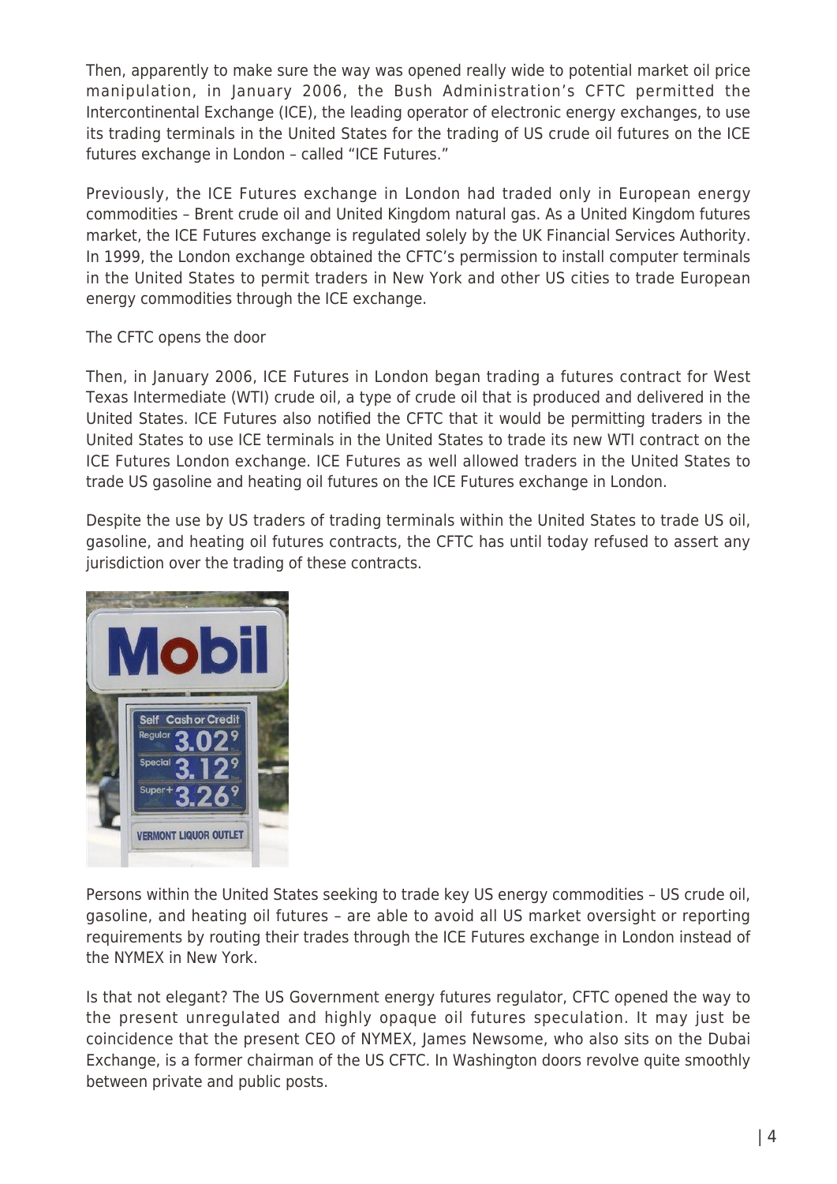Then, apparently to make sure the way was opened really wide to potential market oil price manipulation, in January 2006, the Bush Administration's CFTC permitted the Intercontinental Exchange (ICE), the leading operator of electronic energy exchanges, to use its trading terminals in the United States for the trading of US crude oil futures on the ICE futures exchange in London – called "ICE Futures."

Previously, the ICE Futures exchange in London had traded only in European energy commodities – Brent crude oil and United Kingdom natural gas. As a United Kingdom futures market, the ICE Futures exchange is regulated solely by the UK Financial Services Authority. In 1999, the London exchange obtained the CFTC's permission to install computer terminals in the United States to permit traders in New York and other US cities to trade European energy commodities through the ICE exchange.

The CFTC opens the door

Then, in January 2006, ICE Futures in London began trading a futures contract for West Texas Intermediate (WTI) crude oil, a type of crude oil that is produced and delivered in the United States. ICE Futures also notified the CFTC that it would be permitting traders in the United States to use ICE terminals in the United States to trade its new WTI contract on the ICE Futures London exchange. ICE Futures as well allowed traders in the United States to trade US gasoline and heating oil futures on the ICE Futures exchange in London.

Despite the use by US traders of trading terminals within the United States to trade US oil, gasoline, and heating oil futures contracts, the CFTC has until today refused to assert any jurisdiction over the trading of these contracts.

Persons within the United States seeking to trade key US energy commodities – US crude oil, gasoline, and heating oil futures – are able to avoid all US market oversight or reporting requirements by routing their trades through the ICE Futures exchange in London instead of the NYMEX in New York.

Is that not elegant? The US Government energy futures regulator, CFTC opened the way to the present unregulated and highly opaque oil futures speculation. It may just be coincidence that the present CEO of NYMEX, James Newsome, who also sits on the Dubai Exchange, is a former chairman of the US CFTC. In Washington doors revolve quite smoothly between private and public posts.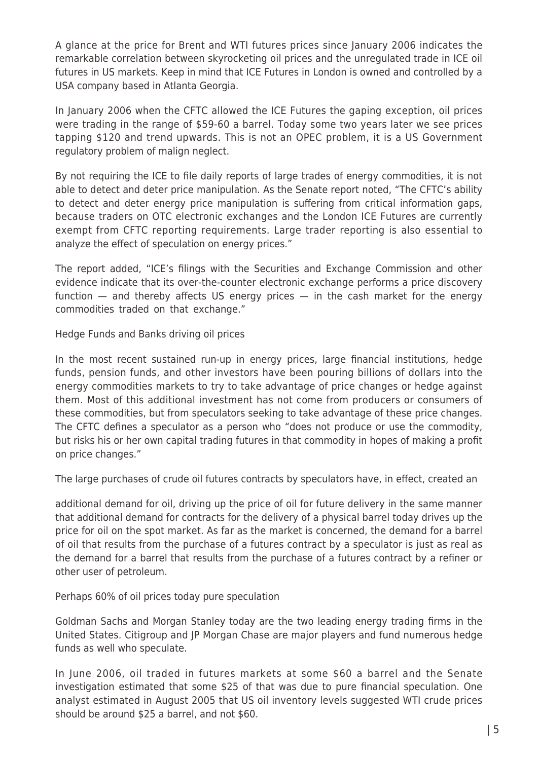A glance at the price for Brent and WTI futures prices since January 2006 indicates the remarkable correlation between skyrocketing oil prices and the unregulated trade in ICE oil futures in US markets. Keep in mind that ICE Futures in London is owned and controlled by a USA company based in Atlanta Georgia.

In January 2006 when the CFTC allowed the ICE Futures the gaping exception, oil prices were trading in the range of $59-60 a barrel. Today some two years later we see prices tapping $120 and trend upwards. This is not an OPEC problem, it is a US Government regulatory problem of malign neglect.

By not requiring the ICE to file daily reports of large trades of energy commodities, it is not able to detect and deter price manipulation. As the Senate report noted, "The CFTC's ability to detect and deter energy price manipulation is suffering from critical information gaps, because traders on OTC electronic exchanges and the London ICE Futures are currently exempt from CFTC reporting requirements. Large trader reporting is also essential to analyze the effect of speculation on energy prices."

The report added, "ICE's filings with the Securities and Exchange Commission and other evidence indicate that its over-the-counter electronic exchange performs a price discovery function — and thereby affects US energy prices — in the cash market for the energy commodities traded on that exchange."

### Hedge Funds and Banks driving oil prices

In the most recent sustained run-up in energy prices, large financial institutions, hedge funds, pension funds, and other investors have been pouring billions of dollars into the energy commodities markets to try to take advantage of price changes or hedge against them. Most of this additional investment has not come from producers or consumers of these commodities, but from speculators seeking to take advantage of these price changes. The CFTC defines a speculator as a person who "does not produce or use the commodity, but risks his or her own capital trading futures in that commodity in hopes of making a profit on price changes."

The large purchases of crude oil futures contracts by speculators have, in effect, created an additional demand for oil, driving up the price of oil for future delivery in the same manner that additional demand for contracts for the delivery of a physical barrel today drives up the price for oil on the spot market. As far as the market is concerned, the demand for a barrel of oil that results from the purchase of a futures contract by a speculator is just as real as the demand for a barrel that results from the purchase of a futures contract by a refiner or other user of petroleum.

### Perhaps 60% of oil prices today pure speculation

Goldman Sachs and Morgan Stanley today are the two leading energy trading firms in the United States. Citigroup and JP Morgan Chase are major players and fund numerous hedge funds as well who speculate.

In June 2006, oil traded in futures markets at some $60 a barrel and the Senate investigation estimated that some $25 of that was due to pure financial speculation. One analyst estimated in August 2005 that US oil inventory levels suggested WTI crude prices should be around $25 a barrel, and not $60.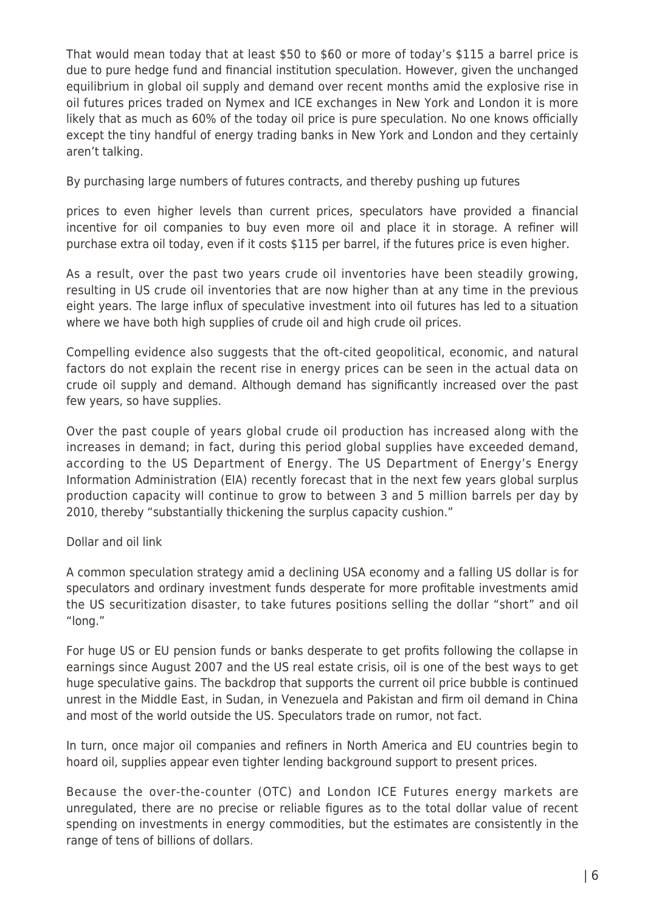That would mean today that at least $50 to $60 or more of today's $115 a barrel price is due to pure hedge fund and financial institution speculation. However, given the unchanged equilibrium in global oil supply and demand over recent months amid the explosive rise in oil futures prices traded on Nymex and ICE exchanges in New York and London it is more likely that as much as 60% of the today oil price is pure speculation. No one knows officially except the tiny handful of energy trading banks in New York and London and they certainly aren't talking.

By purchasing large numbers of futures contracts, and thereby pushing up futures

prices to even higher levels than current prices, speculators have provided a financial incentive for oil companies to buy even more oil and place it in storage. A refiner will purchase extra oil today, even if it costs $115 per barrel, if the futures price is even higher.

As a result, over the past two years crude oil inventories have been steadily growing, resulting in US crude oil inventories that are now higher than at any time in the previous eight years. The large influx of speculative investment into oil futures has led to a situation where we have both high supplies of crude oil and high crude oil prices.

Compelling evidence also suggests that the oft-cited geopolitical, economic, and natural factors do not explain the recent rise in energy prices can be seen in the actual data on crude oil supply and demand. Although demand has significantly increased over the past few years, so have supplies.

Over the past couple of years global crude oil production has increased along with the increases in demand; in fact, during this period global supplies have exceeded demand, according to the US Department of Energy. The US Department of Energy's Energy Information Administration (EIA) recently forecast that in the next few years global surplus production capacity will continue to grow to between 3 and 5 million barrels per day by 2010, thereby "substantially thickening the surplus capacity cushion."

Dollar and oil link

A common speculation strategy amid a declining USA economy and a falling US dollar is for speculators and ordinary investment funds desperate for more profitable investments amid the US securitization disaster, to take futures positions selling the dollar "short" and oil "long."

For huge US or EU pension funds or banks desperate to get profits following the collapse in earnings since August 2007 and the US real estate crisis, oil is one of the best ways to get huge speculative gains. The backdrop that supports the current oil price bubble is continued unrest in the Middle East, in Sudan, in Venezuela and Pakistan and firm oil demand in China and most of the world outside the US. Speculators trade on rumor, not fact.

In turn, once major oil companies and refiners in North America and EU countries begin to hoard oil, supplies appear even tighter lending background support to present prices.

Because the over-the-counter (OTC) and London ICE Futures energy markets are unregulated, there are no precise or reliable figures as to the total dollar value of recent spending on investments in energy commodities, but the estimates are consistently in the range of tens of billions of dollars.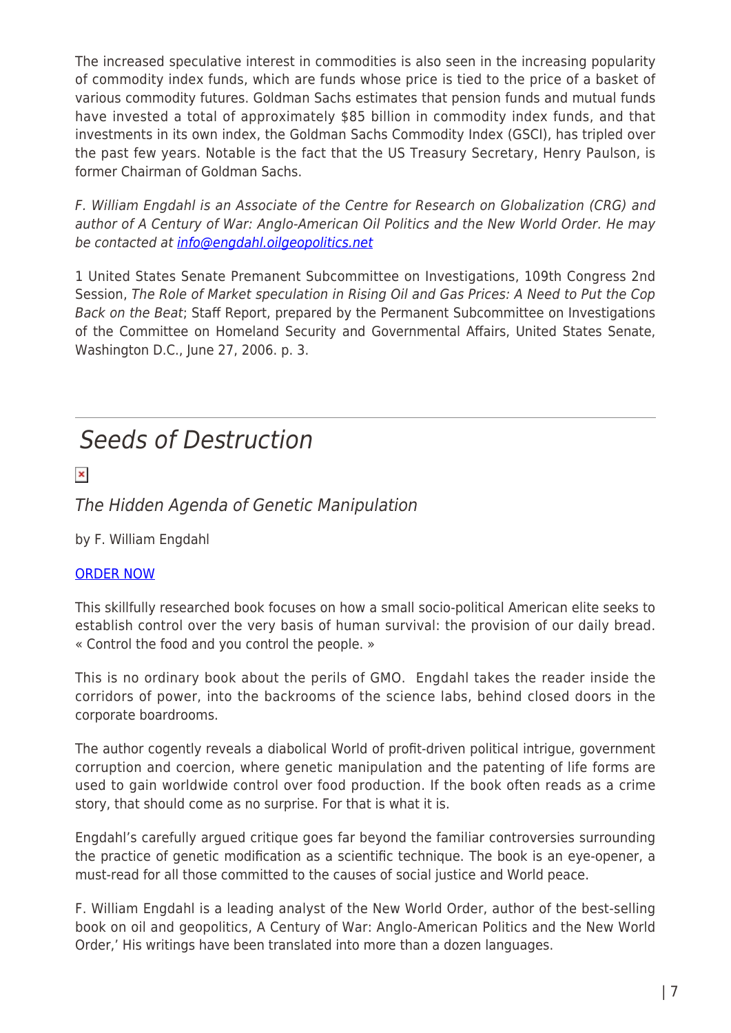The increased speculative interest in commodities is also seen in the increasing popularity of commodity index funds, which are funds whose price is tied to the price of a basket of various commodity futures. Goldman Sachs estimates that pension funds and mutual funds have invested a total of approximately $85 billion in commodity index funds, and that investments in its own index, the Goldman Sachs Commodity Index (GSCI), has tripled over the past few years. Notable is the fact that the US Treasury Secretary, Henry Paulson, is former Chairman of Goldman Sachs.

*F. William Engdahl is an Associate of the Centre for Research on Globalization (CRG) and author of A Century of War: Anglo-American Oil Politics and the New World Order. He may be contacted at [info@engdahl.oilgeopolitics.net](mailto:info@engdahl.oilgeopolitics.net)*

1 United States Senate Premanent Subcommittee on Investigations, 109th Congress 2nd Session, *The Role of Market speculation in Rising Oil and Gas Prices: A Need to Put the Cop Back on the Beat*; Staff Report, prepared by the Permanent Subcommittee on Investigations of the Committee on Homeland Security and Governmental Affairs, United States Senate, Washington D.C., June 27, 2006. p. 3.

---

# *Seeds of Destruction*

*The Hidden Agenda of Genetic Manipulation*

by F. William Engdahl

ORDER NOW

This skillfully researched book focuses on how a small socio-political American elite seeks to establish control over the very basis of human survival: the provision of our daily bread. « Control the food and you control the people. »

This is no ordinary book about the perils of GMO. Engdahl takes the reader inside the corridors of power, into the backrooms of the science labs, behind closed doors in the corporate boardrooms.

The author cogently reveals a diabolical World of profit-driven political intrigue, government corruption and coercion, where genetic manipulation and the patenting of life forms are used to gain worldwide control over food production. If the book often reads as a crime story, that should come as no surprise. For that is what it is.

Engdahl's carefully argued critique goes far beyond the familiar controversies surrounding the practice of genetic modification as a scientific technique. The book is an eye-opener, a must-read for all those committed to the causes of social justice and World peace.

F. William Engdahl is a leading analyst of the New World Order, author of the best-selling book on oil and geopolitics, A Century of War: Anglo-American Politics and the New World Order,' His writings have been translated into more than a dozen languages.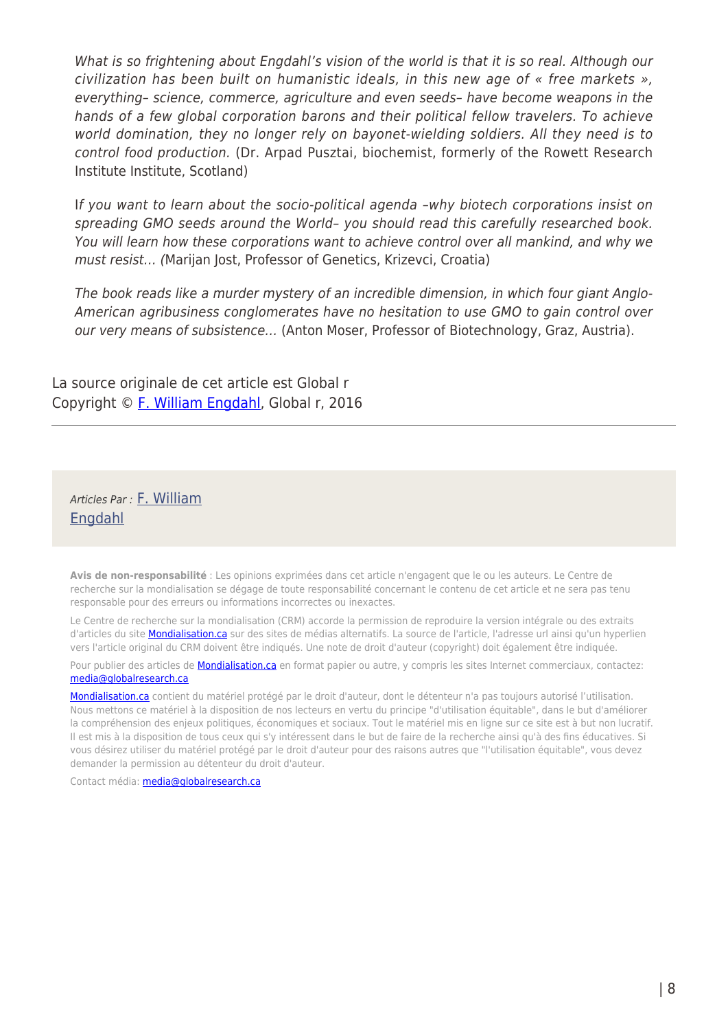*What is so frightening about Engdahl's vision of the world is that it is so real. Although our civilization has been built on humanistic ideals, in this new age of « free markets », everything– science, commerce, agriculture and even seeds– have become weapons in the hands of a few global corporation barons and their political fellow travelers. To achieve world domination, they no longer rely on bayonet-wielding soldiers. All they need is to control food production.* (Dr. Arpad Pusztai, biochemist, formerly of the Rowett Research Institute Institute, Scotland)

I*f you want to learn about the socio-political agenda –why biotech corporations insist on spreading GMO seeds around the World– you should read this carefully researched book. You will learn how these corporations want to achieve control over all mankind, and why we must resist… (*Marijan Jost, Professor of Genetics, Krizevci, Croatia)

*The book reads like a murder mystery of an incredible dimension, in which four giant Anglo-American agribusiness conglomerates have no hesitation to use GMO to gain control over our very means of subsistence…* (Anton Moser, Professor of Biotechnology, Graz, Austria).

La source originale de cet article est Global r
Copyright © [F. William Engdahl](), Global r, 2016

---

*Articles Par :* [F. William Engdahl]()

**Avis de non-responsabilité** : Les opinions exprimées dans cet article n'engagent que le ou les auteurs. Le Centre de recherche sur la mondialisation se dégage de toute responsabilité concernant le contenu de cet article et ne sera pas tenu responsable pour des erreurs ou informations incorrectes ou inexactes.

Le Centre de recherche sur la mondialisation (CRM) accorde la permission de reproduire la version intégrale ou des extraits d'articles du site [Mondialisation.ca]() sur des sites de médias alternatifs. La source de l'article, l'adresse url ainsi qu'un hyperlien vers l'article original du CRM doivent être indiqués. Une note de droit d'auteur (copyright) doit également être indiquée.

Pour publier des articles de [Mondialisation.ca]() en format papier ou autre, y compris les sites Internet commerciaux, contactez: [media@globalresearch.ca]()

[Mondialisation.ca]() contient du matériel protégé par le droit d'auteur, dont le détenteur n'a pas toujours autorisé l'utilisation. Nous mettons ce matériel à la disposition de nos lecteurs en vertu du principe "d'utilisation équitable", dans le but d'améliorer la compréhension des enjeux politiques, économiques et sociaux. Tout le matériel mis en ligne sur ce site est à but non lucratif. Il est mis à la disposition de tous ceux qui s'y intéressent dans le but de faire de la recherche ainsi qu'à des fins éducatives. Si vous désirez utiliser du matériel protégé par le droit d'auteur pour des raisons autres que "l'utilisation équitable", vous devez demander la permission au détenteur du droit d'auteur.

Contact média: [media@globalresearch.ca]()